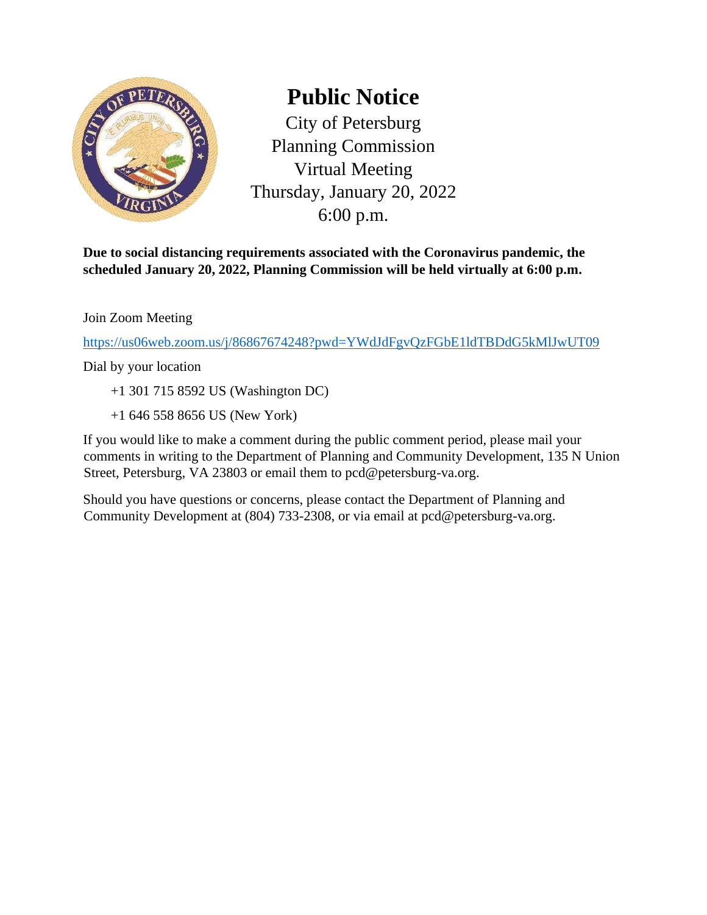# Public Notice

City of Petersburg
Planning Commission
Virtual Meeting
Thursday, January 20, 2022
6:00 p.m.

**Due to social distancing requirements associated with the Coronavirus pandemic, the scheduled January 20, 2022, Planning Commission will be held virtually at 6:00 p.m.**

Join Zoom Meeting

https://us06web.zoom.us/j/86867674248?pwd=YWdJdFgvQzFGbE1ldTBDdG5kMlJwUT09

Dial by your location

+1 301 715 8592 US (Washington DC)

+1 646 558 8656 US (New York)

If you would like to make a comment during the public comment period, please mail your comments in writing to the Department of Planning and Community Development, 135 N Union Street, Petersburg, VA 23803 or email them to pcd@petersburg-va.org.

Should you have questions or concerns, please contact the Department of Planning and Community Development at (804) 733-2308, or via email at pcd@petersburg-va.org.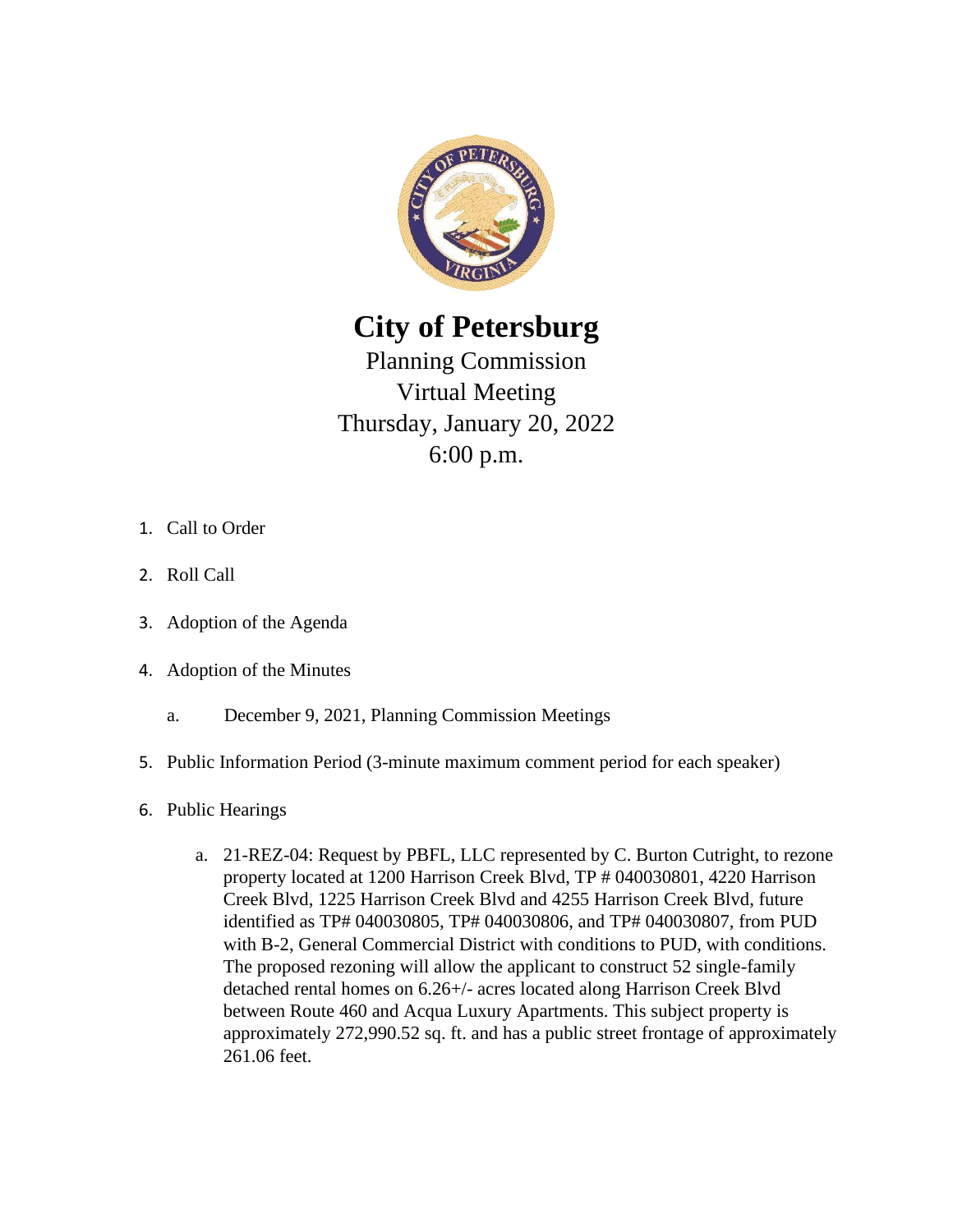# City of Petersburg

Planning Commission
Virtual Meeting
Thursday, January 20, 2022
6:00 p.m.

1. Call to Order
2. Roll Call
3. Adoption of the Agenda
4. Adoption of the Minutes
   a. December 9, 2021, Planning Commission Meetings
5. Public Information Period (3-minute maximum comment period for each speaker)
6. Public Hearings
   a. 21-REZ-04: Request by PBFL, LLC represented by C. Burton Cutright, to rezone property located at 1200 Harrison Creek Blvd, TP # 040030801, 4220 Harrison Creek Blvd, 1225 Harrison Creek Blvd and 4255 Harrison Creek Blvd, future identified as TP# 040030805, TP# 040030806, and TP# 040030807, from PUD with B-2, General Commercial District with conditions to PUD, with conditions. The proposed rezoning will allow the applicant to construct 52 single-family detached rental homes on 6.26+/- acres located along Harrison Creek Blvd between Route 460 and Acqua Luxury Apartments. This subject property is approximately 272,990.52 sq. ft. and has a public street frontage of approximately 261.06 feet.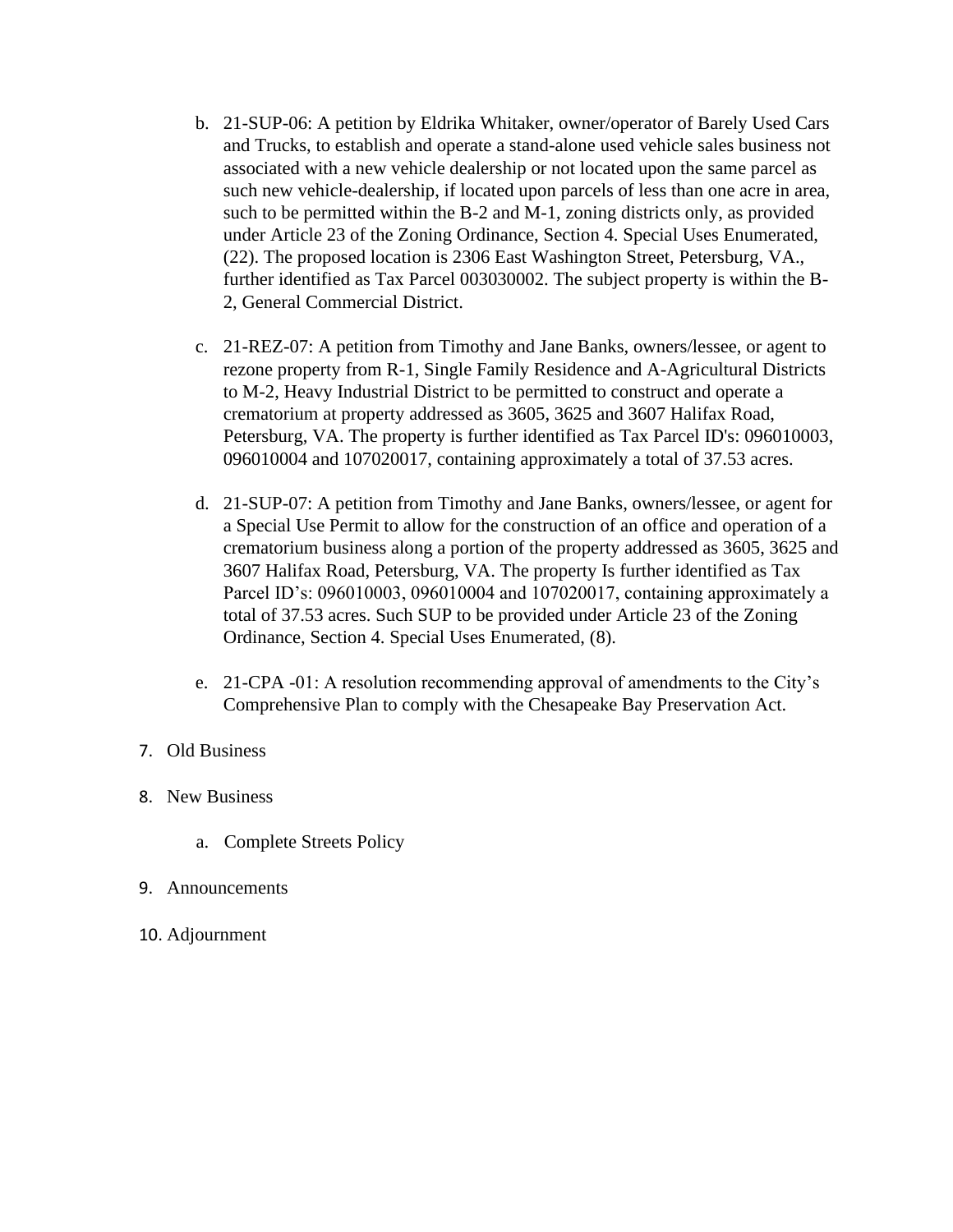b. 21-SUP-06: A petition by Eldrika Whitaker, owner/operator of Barely Used Cars and Trucks, to establish and operate a stand-alone used vehicle sales business not associated with a new vehicle dealership or not located upon the same parcel as such new vehicle-dealership, if located upon parcels of less than one acre in area, such to be permitted within the B-2 and M-1, zoning districts only, as provided under Article 23 of the Zoning Ordinance, Section 4. Special Uses Enumerated, (22). The proposed location is 2306 East Washington Street, Petersburg, VA., further identified as Tax Parcel 003030002. The subject property is within the B-2, General Commercial District.

c. 21-REZ-07: A petition from Timothy and Jane Banks, owners/lessee, or agent to rezone property from R-1, Single Family Residence and A-Agricultural Districts to M-2, Heavy Industrial District to be permitted to construct and operate a crematorium at property addressed as 3605, 3625 and 3607 Halifax Road, Petersburg, VA. The property is further identified as Tax Parcel ID's: 096010003, 096010004 and 107020017, containing approximately a total of 37.53 acres.

d. 21-SUP-07: A petition from Timothy and Jane Banks, owners/lessee, or agent for a Special Use Permit to allow for the construction of an office and operation of a crematorium business along a portion of the property addressed as 3605, 3625 and 3607 Halifax Road, Petersburg, VA. The property Is further identified as Tax Parcel ID's: 096010003, 096010004 and 107020017, containing approximately a total of 37.53 acres. Such SUP to be provided under Article 23 of the Zoning Ordinance, Section 4. Special Uses Enumerated, (8).

e. 21-CPA -01: A resolution recommending approval of amendments to the City's Comprehensive Plan to comply with the Chesapeake Bay Preservation Act.

7. Old Business

8. New Business

   a. Complete Streets Policy

9. Announcements

10. Adjournment